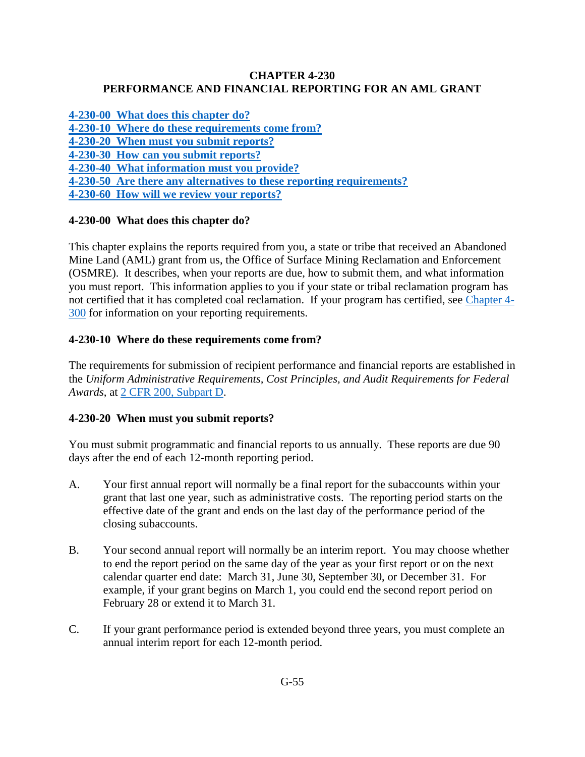# CHAPTER 4-230
# PERFORMANCE AND FINANCIAL REPORTING FOR AN AML GRANT

**4-230-00 What does this chapter do?**
**4-230-10 Where do these requirements come from?**
**4-230-20 When must you submit reports?**
**4-230-30 How can you submit reports?**
**4-230-40 What information must you provide?**
**4-230-50 Are there any alternatives to these reporting requirements?**
**4-230-60 How will we review your reports?**

## 4-230-00 What does this chapter do?

This chapter explains the reports required from you, a state or tribe that received an Abandoned Mine Land (AML) grant from us, the Office of Surface Mining Reclamation and Enforcement (OSMRE). It describes, when your reports are due, how to submit them, and what information you must report. This information applies to you if your state or tribal reclamation program has not certified that it has completed coal reclamation. If your program has certified, see Chapter 4-300 for information on your reporting requirements.

## 4-230-10 Where do these requirements come from?

The requirements for submission of recipient performance and financial reports are established in the *Uniform Administrative Requirements, Cost Principles, and Audit Requirements for Federal Awards*, at 2 CFR 200, Subpart D.

## 4-230-20 When must you submit reports?

You must submit programmatic and financial reports to us annually. These reports are due 90 days after the end of each 12-month reporting period.

A. Your first annual report will normally be a final report for the subaccounts within your grant that last one year, such as administrative costs. The reporting period starts on the effective date of the grant and ends on the last day of the performance period of the closing subaccounts.

B. Your second annual report will normally be an interim report. You may choose whether to end the report period on the same day of the year as your first report or on the next calendar quarter end date: March 31, June 30, September 30, or December 31. For example, if your grant begins on March 1, you could end the second report period on February 28 or extend it to March 31.

C. If your grant performance period is extended beyond three years, you must complete an annual interim report for each 12-month period.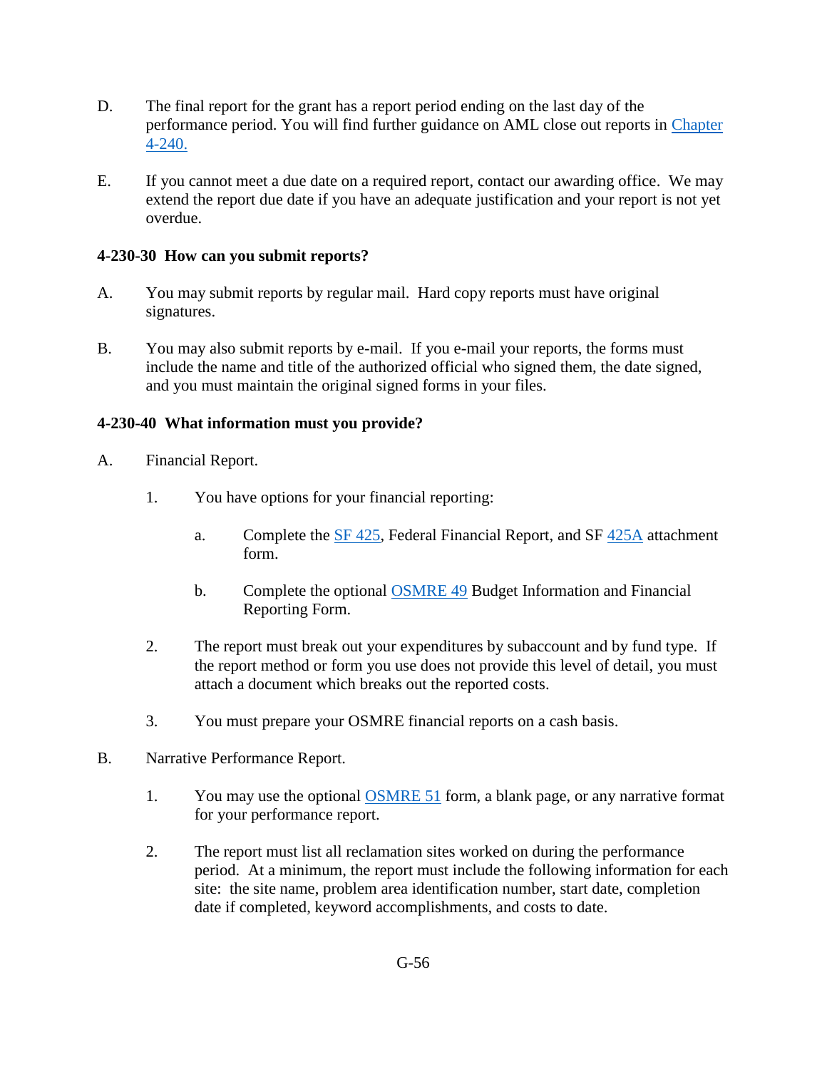D. The final report for the grant has a report period ending on the last day of the performance period. You will find further guidance on AML close out reports in Chapter 4-240.

E. If you cannot meet a due date on a required report, contact our awarding office. We may extend the report due date if you have an adequate justification and your report is not yet overdue.

**4-230-30 How can you submit reports?**

A. You may submit reports by regular mail. Hard copy reports must have original signatures.

B. You may also submit reports by e-mail. If you e-mail your reports, the forms must include the name and title of the authorized official who signed them, the date signed, and you must maintain the original signed forms in your files.

**4-230-40 What information must you provide?**

A. Financial Report.

   1. You have options for your financial reporting:

      a. Complete the SF 425, Federal Financial Report, and SF 425A attachment form.

      b. Complete the optional OSMRE 49 Budget Information and Financial Reporting Form.

   2. The report must break out your expenditures by subaccount and by fund type. If the report method or form you use does not provide this level of detail, you must attach a document which breaks out the reported costs.

   3. You must prepare your OSMRE financial reports on a cash basis.

B. Narrative Performance Report.

   1. You may use the optional OSMRE 51 form, a blank page, or any narrative format for your performance report.

   2. The report must list all reclamation sites worked on during the performance period. At a minimum, the report must include the following information for each site: the site name, problem area identification number, start date, completion date if completed, keyword accomplishments, and costs to date.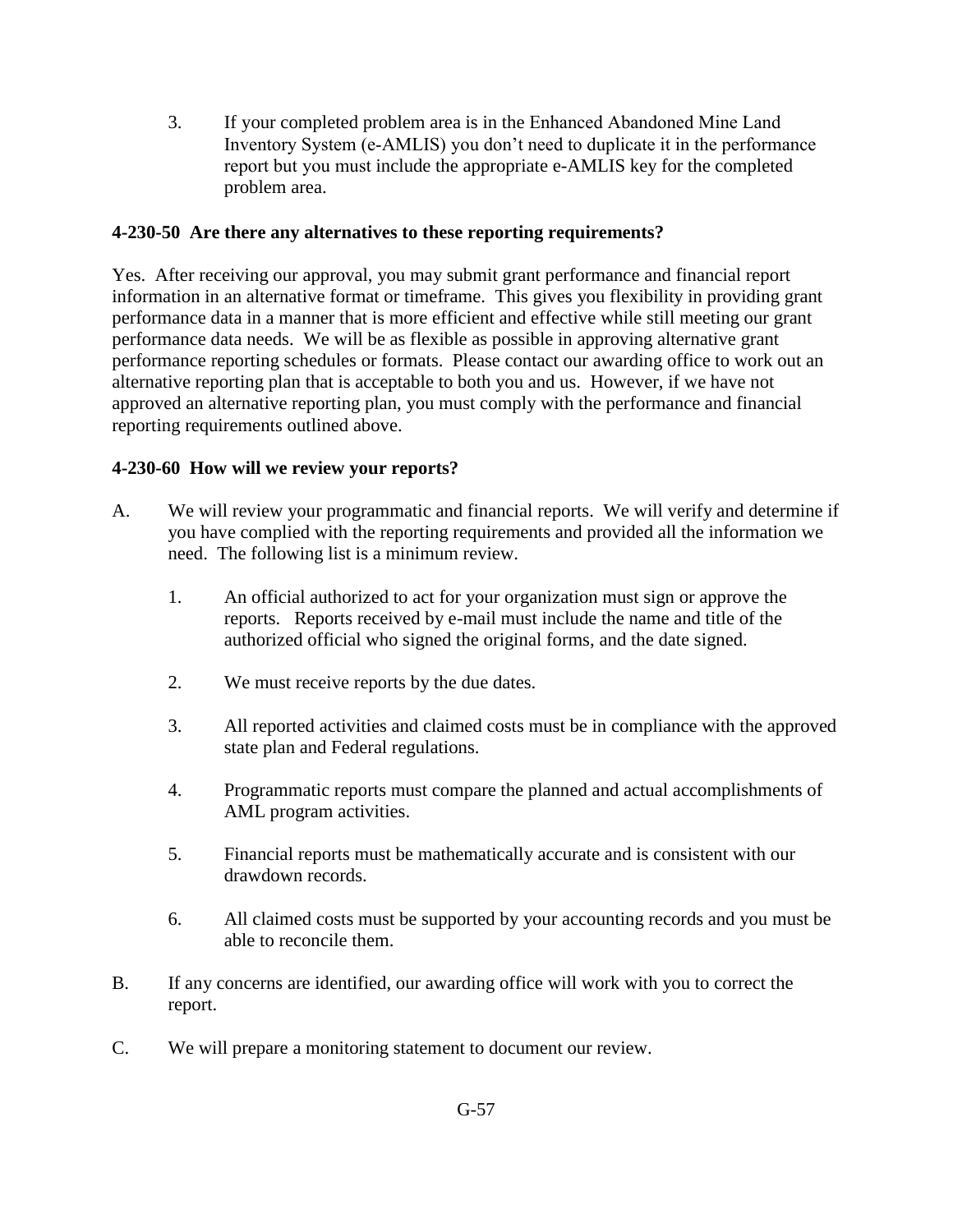3. If your completed problem area is in the Enhanced Abandoned Mine Land Inventory System (e-AMLIS) you don't need to duplicate it in the performance report but you must include the appropriate e-AMLIS key for the completed problem area.

**4-230-50 Are there any alternatives to these reporting requirements?**

Yes. After receiving our approval, you may submit grant performance and financial report information in an alternative format or timeframe. This gives you flexibility in providing grant performance data in a manner that is more efficient and effective while still meeting our grant performance data needs. We will be as flexible as possible in approving alternative grant performance reporting schedules or formats. Please contact our awarding office to work out an alternative reporting plan that is acceptable to both you and us. However, if we have not approved an alternative reporting plan, you must comply with the performance and financial reporting requirements outlined above.

**4-230-60 How will we review your reports?**

A. We will review your programmatic and financial reports. We will verify and determine if you have complied with the reporting requirements and provided all the information we need. The following list is a minimum review.

   1. An official authorized to act for your organization must sign or approve the reports. Reports received by e-mail must include the name and title of the authorized official who signed the original forms, and the date signed.

   2. We must receive reports by the due dates.

   3. All reported activities and claimed costs must be in compliance with the approved state plan and Federal regulations.

   4. Programmatic reports must compare the planned and actual accomplishments of AML program activities.

   5. Financial reports must be mathematically accurate and is consistent with our drawdown records.

   6. All claimed costs must be supported by your accounting records and you must be able to reconcile them.

B. If any concerns are identified, our awarding office will work with you to correct the report.

C. We will prepare a monitoring statement to document our review.